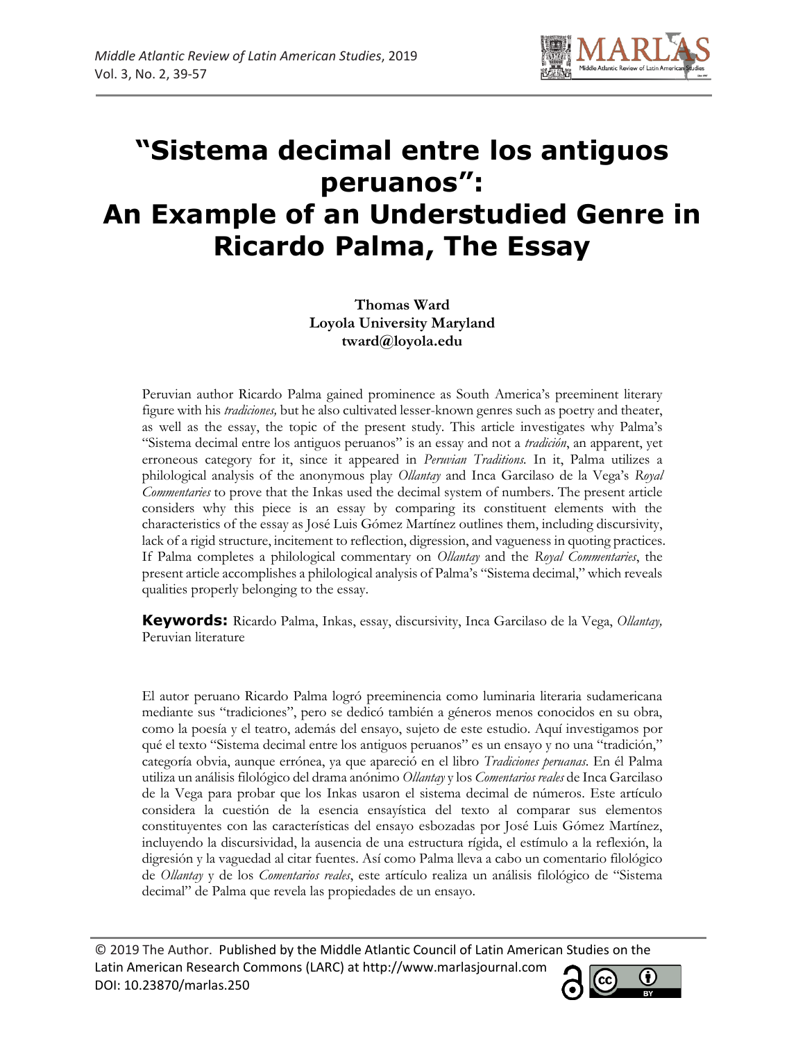# "Sistema decimal entre los antiguos peruanos": An Example of an Understudied Genre in Ricardo Palma, The Essay

**Thomas Ward**
**Loyola University Maryland**
**tward@loyola.edu**

Peruvian author Ricardo Palma gained prominence as South America's preeminent literary figure with his *tradiciones,* but he also cultivated lesser-known genres such as poetry and theater, as well as the essay, the topic of the present study. This article investigates why Palma's "Sistema decimal entre los antiguos peruanos" is an essay and not a *tradición*, an apparent, yet erroneous category for it, since it appeared in *Peruvian Traditions.* In it, Palma utilizes a philological analysis of the anonymous play *Ollantay* and Inca Garcilaso de la Vega's *Royal Commentaries* to prove that the Inkas used the decimal system of numbers. The present article considers why this piece is an essay by comparing its constituent elements with the characteristics of the essay as José Luis Gómez Martínez outlines them, including discursivity, lack of a rigid structure, incitement to reflection, digression, and vagueness in quoting practices. If Palma completes a philological commentary on *Ollantay* and the *Royal Commentaries*, the present article accomplishes a philological analysis of Palma's "Sistema decimal," which reveals qualities properly belonging to the essay.

**Keywords:** Ricardo Palma, Inkas, essay, discursivity, Inca Garcilaso de la Vega, *Ollantay,* Peruvian literature

El autor peruano Ricardo Palma logró preeminencia como luminaria literaria sudamericana mediante sus "tradiciones", pero se dedicó también a géneros menos conocidos en su obra, como la poesía y el teatro, además del ensayo, sujeto de este estudio. Aquí investigamos por qué el texto "Sistema decimal entre los antiguos peruanos" es un ensayo y no una "tradición," categoría obvia, aunque errónea, ya que apareció en el libro *Tradiciones peruanas.* En él Palma utiliza un análisis filológico del drama anónimo *Ollantay* y los *Comentarios reales* de Inca Garcilaso de la Vega para probar que los Inkas usaron el sistema decimal de números. Este artículo considera la cuestión de la esencia ensayística del texto al comparar sus elementos constituyentes con las características del ensayo esbozadas por José Luis Gómez Martínez, incluyendo la discursividad, la ausencia de una estructura rígida, el estímulo a la reflexión, la digresión y la vaguedad al citar fuentes. Así como Palma lleva a cabo un comentario filológico de *Ollantay* y de los *Comentarios reales*, este artículo realiza un análisis filológico de "Sistema decimal" de Palma que revela las propiedades de un ensayo.

© 2019 The Author. Published by the Middle Atlantic Council of Latin American Studies on the Latin American Research Commons (LARC) at http://www.marlasjournal.com
DOI: 10.23870/marlas.250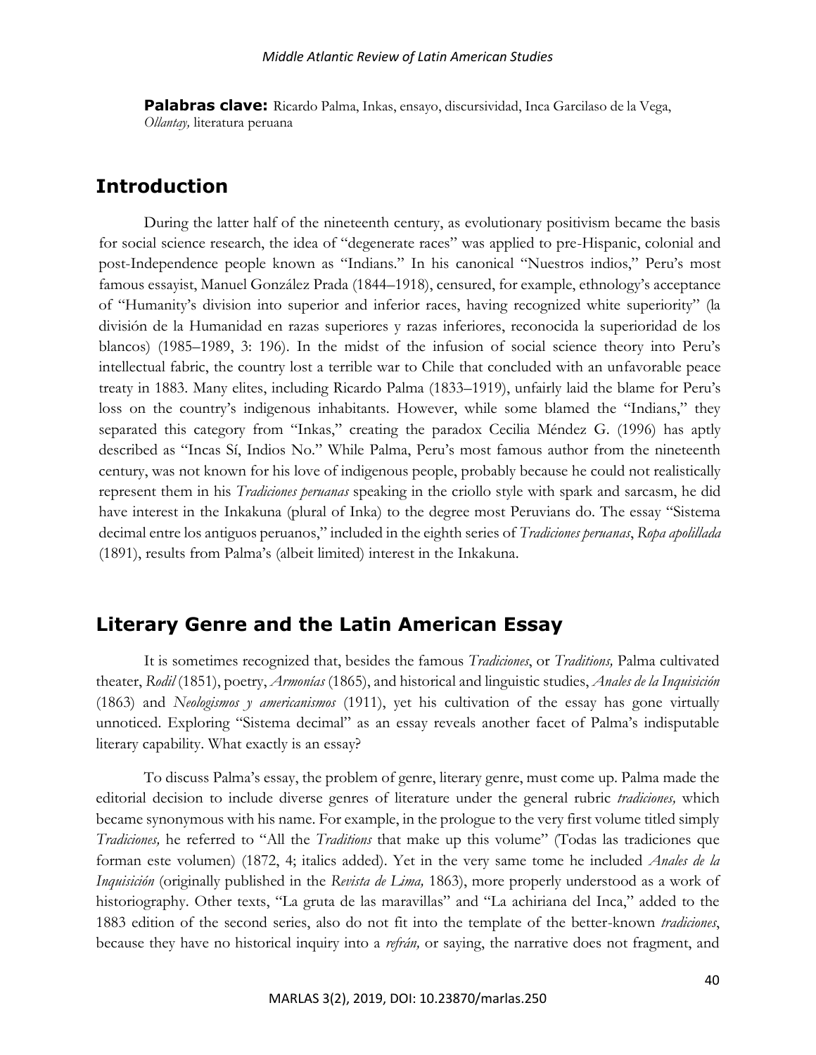**Palabras clave:** Ricardo Palma, Inkas, ensayo, discursividad, Inca Garcilaso de la Vega, *Ollantay,* literatura peruana

## Introduction

During the latter half of the nineteenth century, as evolutionary positivism became the basis for social science research, the idea of "degenerate races" was applied to pre-Hispanic, colonial and post-Independence people known as "Indians." In his canonical "Nuestros indios," Peru's most famous essayist, Manuel González Prada (1844–1918), censured, for example, ethnology's acceptance of "Humanity's division into superior and inferior races, having recognized white superiority" (la división de la Humanidad en razas superiores y razas inferiores, reconocida la superioridad de los blancos) (1985–1989, 3: 196). In the midst of the infusion of social science theory into Peru's intellectual fabric, the country lost a terrible war to Chile that concluded with an unfavorable peace treaty in 1883. Many elites, including Ricardo Palma (1833–1919), unfairly laid the blame for Peru's loss on the country's indigenous inhabitants. However, while some blamed the "Indians," they separated this category from "Inkas," creating the paradox Cecilia Méndez G. (1996) has aptly described as "Incas Sí, Indios No." While Palma, Peru's most famous author from the nineteenth century, was not known for his love of indigenous people, probably because he could not realistically represent them in his *Tradiciones peruanas* speaking in the criollo style with spark and sarcasm, he did have interest in the Inkakuna (plural of Inka) to the degree most Peruvians do. The essay "Sistema decimal entre los antiguos peruanos," included in the eighth series of *Tradiciones peruanas*, *Ropa apolillada* (1891), results from Palma's (albeit limited) interest in the Inkakuna.

## Literary Genre and the Latin American Essay

It is sometimes recognized that, besides the famous *Tradiciones*, or *Traditions,* Palma cultivated theater, *Rodil* (1851), poetry, *Armonías* (1865), and historical and linguistic studies, *Anales de la Inquisición* (1863) and *Neologismos y americanismos* (1911), yet his cultivation of the essay has gone virtually unnoticed. Exploring "Sistema decimal" as an essay reveals another facet of Palma's indisputable literary capability. What exactly is an essay?

To discuss Palma's essay, the problem of genre, literary genre, must come up. Palma made the editorial decision to include diverse genres of literature under the general rubric *tradiciones,* which became synonymous with his name. For example, in the prologue to the very first volume titled simply *Tradiciones,* he referred to "All the *Traditions* that make up this volume" (Todas las tradiciones que forman este volumen) (1872, 4; italics added). Yet in the very same tome he included *Anales de la Inquisición* (originally published in the *Revista de Lima,* 1863), more properly understood as a work of historiography. Other texts, "La gruta de las maravillas" and "La achiriana del Inca," added to the 1883 edition of the second series, also do not fit into the template of the better-known *tradiciones*, because they have no historical inquiry into a *refrán,* or saying, the narrative does not fragment, and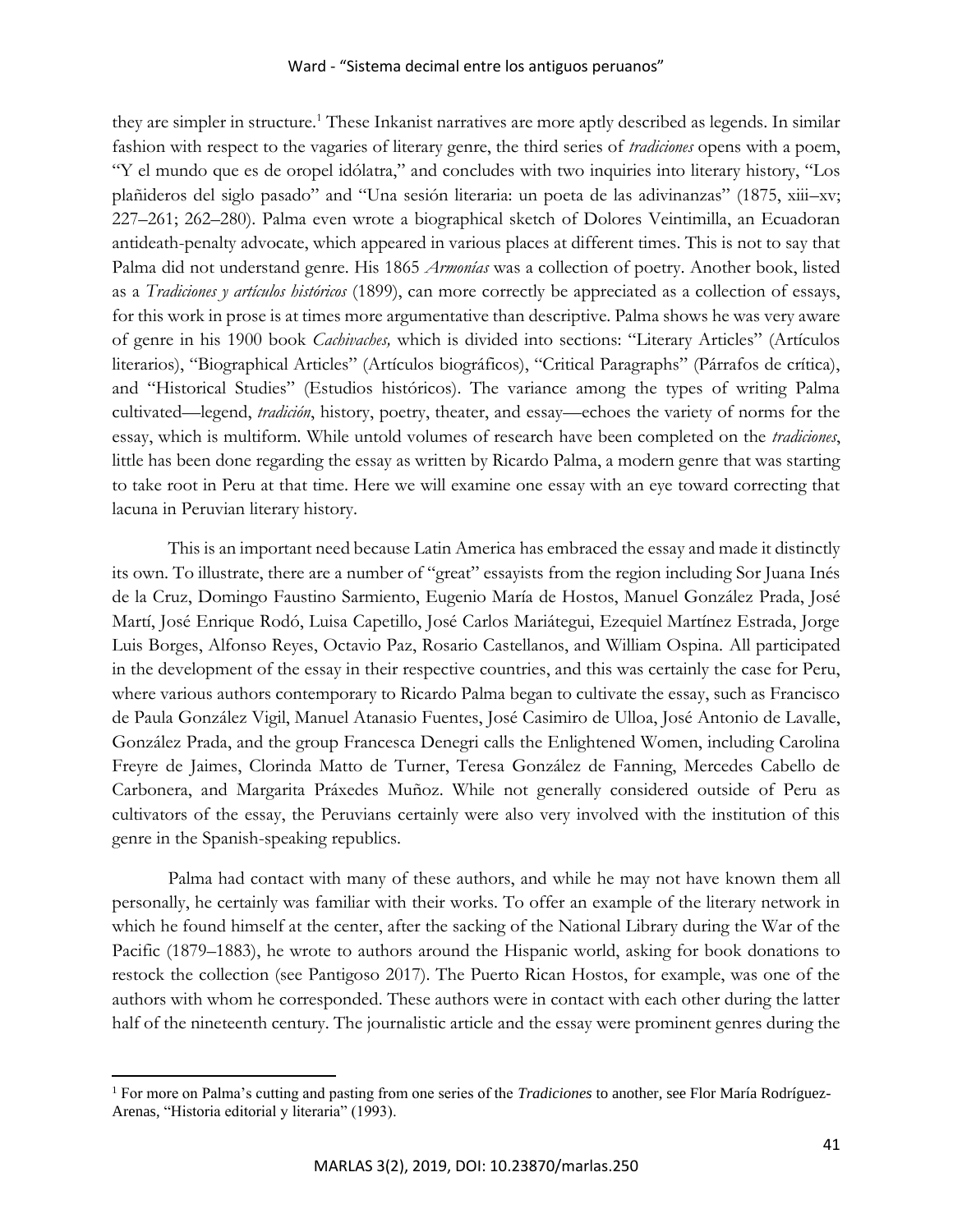they are simpler in structure.[1] These Inkanist narratives are more aptly described as legends. In similar fashion with respect to the vagaries of literary genre, the third series of *tradiciones* opens with a poem, "Y el mundo que es de oropel idólatra," and concludes with two inquiries into literary history, "Los plañideros del siglo pasado" and "Una sesión literaria: un poeta de las adivinanzas" (1875, xiii–xv; 227–261; 262–280). Palma even wrote a biographical sketch of Dolores Veintimilla, an Ecuadoran antideath-penalty advocate, which appeared in various places at different times. This is not to say that Palma did not understand genre. His 1865 *Armonías* was a collection of poetry. Another book, listed as a *Tradiciones y artículos históricos* (1899), can more correctly be appreciated as a collection of essays, for this work in prose is at times more argumentative than descriptive. Palma shows he was very aware of genre in his 1900 book *Cachivaches,* which is divided into sections: "Literary Articles" (Artículos literarios), "Biographical Articles" (Artículos biográficos), "Critical Paragraphs" (Párrafos de crítica), and "Historical Studies" (Estudios históricos). The variance among the types of writing Palma cultivated—legend, *tradición*, history, poetry, theater, and essay—echoes the variety of norms for the essay, which is multiform. While untold volumes of research have been completed on the *tradiciones*, little has been done regarding the essay as written by Ricardo Palma, a modern genre that was starting to take root in Peru at that time. Here we will examine one essay with an eye toward correcting that lacuna in Peruvian literary history.

This is an important need because Latin America has embraced the essay and made it distinctly its own. To illustrate, there are a number of "great" essayists from the region including Sor Juana Inés de la Cruz, Domingo Faustino Sarmiento, Eugenio María de Hostos, Manuel González Prada, José Martí, José Enrique Rodó, Luisa Capetillo, José Carlos Mariátegui, Ezequiel Martínez Estrada, Jorge Luis Borges, Alfonso Reyes, Octavio Paz, Rosario Castellanos, and William Ospina. All participated in the development of the essay in their respective countries, and this was certainly the case for Peru, where various authors contemporary to Ricardo Palma began to cultivate the essay, such as Francisco de Paula González Vigil, Manuel Atanasio Fuentes, José Casimiro de Ulloa, José Antonio de Lavalle, González Prada, and the group Francesca Denegri calls the Enlightened Women, including Carolina Freyre de Jaimes, Clorinda Matto de Turner, Teresa González de Fanning, Mercedes Cabello de Carbonera, and Margarita Práxedes Muñoz. While not generally considered outside of Peru as cultivators of the essay, the Peruvians certainly were also very involved with the institution of this genre in the Spanish-speaking republics.

Palma had contact with many of these authors, and while he may not have known them all personally, he certainly was familiar with their works. To offer an example of the literary network in which he found himself at the center, after the sacking of the National Library during the War of the Pacific (1879–1883), he wrote to authors around the Hispanic world, asking for book donations to restock the collection (see Pantigoso 2017). The Puerto Rican Hostos, for example, was one of the authors with whom he corresponded. These authors were in contact with each other during the latter half of the nineteenth century. The journalistic article and the essay were prominent genres during the

[1] For more on Palma's cutting and pasting from one series of the *Tradiciones* to another, see Flor María Rodríguez-Arenas, "Historia editorial y literaria" (1993).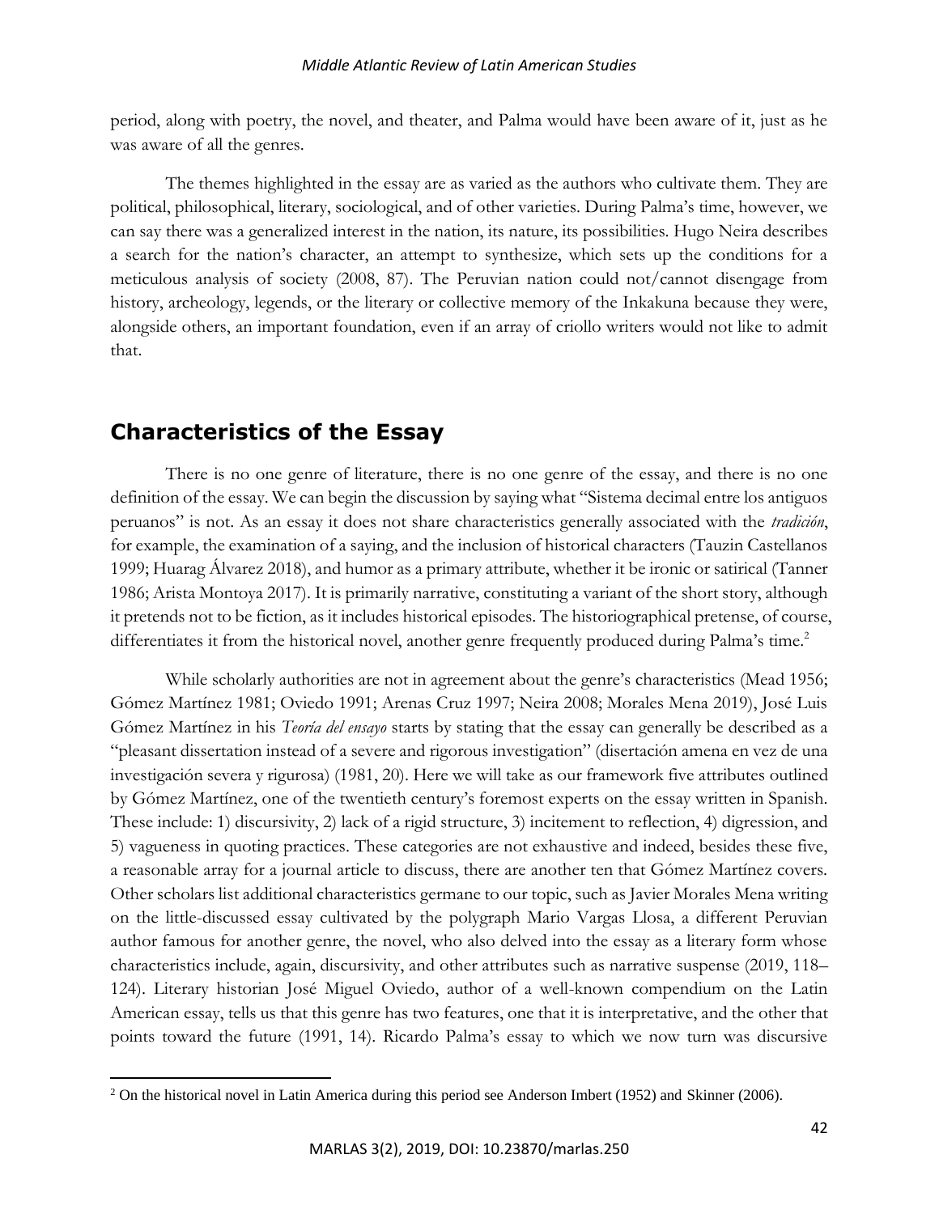period, along with poetry, the novel, and theater, and Palma would have been aware of it, just as he was aware of all the genres.

The themes highlighted in the essay are as varied as the authors who cultivate them. They are political, philosophical, literary, sociological, and of other varieties. During Palma's time, however, we can say there was a generalized interest in the nation, its nature, its possibilities. Hugo Neira describes a search for the nation's character, an attempt to synthesize, which sets up the conditions for a meticulous analysis of society (2008, 87). The Peruvian nation could not/cannot disengage from history, archeology, legends, or the literary or collective memory of the Inkakuna because they were, alongside others, an important foundation, even if an array of criollo writers would not like to admit that.

## Characteristics of the Essay

There is no one genre of literature, there is no one genre of the essay, and there is no one definition of the essay. We can begin the discussion by saying what "Sistema decimal entre los antiguos peruanos" is not. As an essay it does not share characteristics generally associated with the *tradición*, for example, the examination of a saying, and the inclusion of historical characters (Tauzin Castellanos 1999; Huarag Álvarez 2018), and humor as a primary attribute, whether it be ironic or satirical (Tanner 1986; Arista Montoya 2017). It is primarily narrative, constituting a variant of the short story, although it pretends not to be fiction, as it includes historical episodes. The historiographical pretense, of course, differentiates it from the historical novel, another genre frequently produced during Palma's time.[2]

While scholarly authorities are not in agreement about the genre's characteristics (Mead 1956; Gómez Martínez 1981; Oviedo 1991; Arenas Cruz 1997; Neira 2008; Morales Mena 2019), José Luis Gómez Martínez in his *Teoría del ensayo* starts by stating that the essay can generally be described as a "pleasant dissertation instead of a severe and rigorous investigation" (disertación amena en vez de una investigación severa y rigurosa) (1981, 20). Here we will take as our framework five attributes outlined by Gómez Martínez, one of the twentieth century's foremost experts on the essay written in Spanish. These include: 1) discursivity, 2) lack of a rigid structure, 3) incitement to reflection, 4) digression, and 5) vagueness in quoting practices. These categories are not exhaustive and indeed, besides these five, a reasonable array for a journal article to discuss, there are another ten that Gómez Martínez covers. Other scholars list additional characteristics germane to our topic, such as Javier Morales Mena writing on the little-discussed essay cultivated by the polygraph Mario Vargas Llosa, a different Peruvian author famous for another genre, the novel, who also delved into the essay as a literary form whose characteristics include, again, discursivity, and other attributes such as narrative suspense (2019, 118–124). Literary historian José Miguel Oviedo, author of a well-known compendium on the Latin American essay, tells us that this genre has two features, one that it is interpretative, and the other that points toward the future (1991, 14). Ricardo Palma's essay to which we now turn was discursive

[2] On the historical novel in Latin America during this period see Anderson Imbert (1952) and Skinner (2006).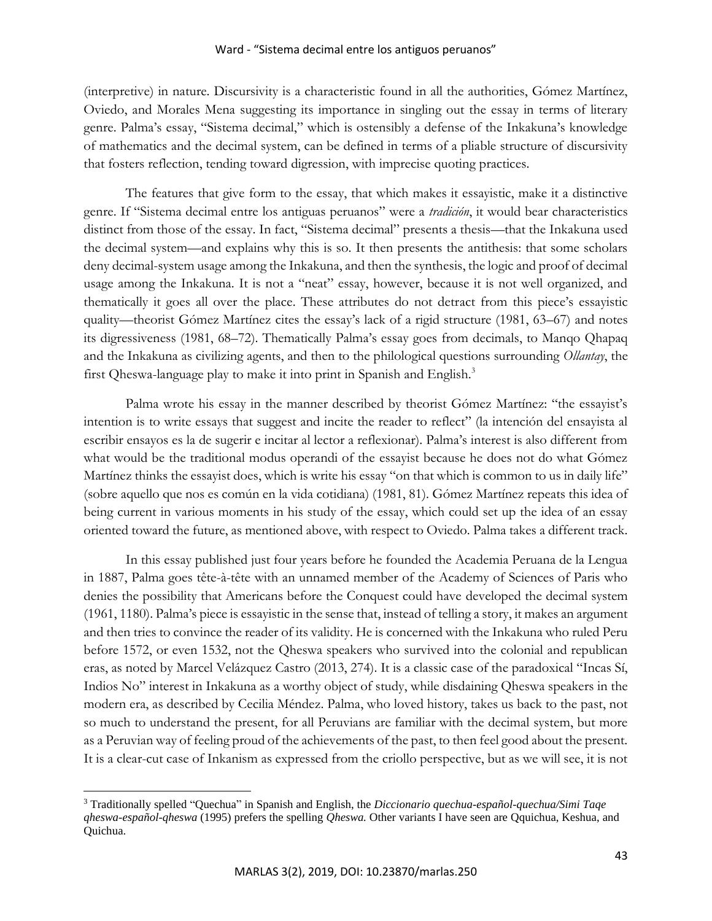(interpretive) in nature. Discursivity is a characteristic found in all the authorities, Gómez Martínez, Oviedo, and Morales Mena suggesting its importance in singling out the essay in terms of literary genre. Palma's essay, "Sistema decimal," which is ostensibly a defense of the Inkakuna's knowledge of mathematics and the decimal system, can be defined in terms of a pliable structure of discursivity that fosters reflection, tending toward digression, with imprecise quoting practices.

The features that give form to the essay, that which makes it essayistic, make it a distinctive genre. If "Sistema decimal entre los antiguas peruanos" were a *tradición*, it would bear characteristics distinct from those of the essay. In fact, "Sistema decimal" presents a thesis—that the Inkakuna used the decimal system—and explains why this is so. It then presents the antithesis: that some scholars deny decimal-system usage among the Inkakuna, and then the synthesis, the logic and proof of decimal usage among the Inkakuna. It is not a "neat" essay, however, because it is not well organized, and thematically it goes all over the place. These attributes do not detract from this piece's essayistic quality—theorist Gómez Martínez cites the essay's lack of a rigid structure (1981, 63–67) and notes its digressiveness (1981, 68–72). Thematically Palma's essay goes from decimals, to Manqo Qhapaq and the Inkakuna as civilizing agents, and then to the philological questions surrounding *Ollantay*, the first Qheswa-language play to make it into print in Spanish and English.[3]

Palma wrote his essay in the manner described by theorist Gómez Martínez: "the essayist's intention is to write essays that suggest and incite the reader to reflect" (la intención del ensayista al escribir ensayos es la de sugerir e incitar al lector a reflexionar). Palma's interest is also different from what would be the traditional modus operandi of the essayist because he does not do what Gómez Martínez thinks the essayist does, which is write his essay "on that which is common to us in daily life" (sobre aquello que nos es común en la vida cotidiana) (1981, 81). Gómez Martínez repeats this idea of being current in various moments in his study of the essay, which could set up the idea of an essay oriented toward the future, as mentioned above, with respect to Oviedo. Palma takes a different track.

In this essay published just four years before he founded the Academia Peruana de la Lengua in 1887, Palma goes tête-à-tête with an unnamed member of the Academy of Sciences of Paris who denies the possibility that Americans before the Conquest could have developed the decimal system (1961, 1180). Palma's piece is essayistic in the sense that, instead of telling a story, it makes an argument and then tries to convince the reader of its validity. He is concerned with the Inkakuna who ruled Peru before 1572, or even 1532, not the Qheswa speakers who survived into the colonial and republican eras, as noted by Marcel Velázquez Castro (2013, 274). It is a classic case of the paradoxical "Incas Sí, Indios No" interest in Inkakuna as a worthy object of study, while disdaining Qheswa speakers in the modern era, as described by Cecilia Méndez. Palma, who loved history, takes us back to the past, not so much to understand the present, for all Peruvians are familiar with the decimal system, but more as a Peruvian way of feeling proud of the achievements of the past, to then feel good about the present. It is a clear-cut case of Inkanism as expressed from the criollo perspective, but as we will see, it is not

---

[3] Traditionally spelled "Quechua" in Spanish and English, the *Diccionario quechua-español-quechua/Simi Taqe qheswa-español-qheswa* (1995) prefers the spelling *Qheswa.* Other variants I have seen are Qquichua, Keshua, and Quichua.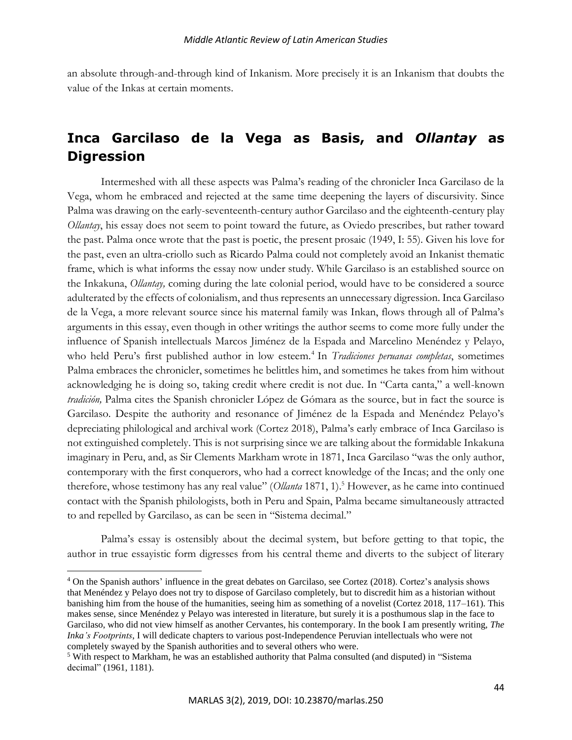an absolute through-and-through kind of Inkanism. More precisely it is an Inkanism that doubts the value of the Inkas at certain moments.

## Inca Garcilaso de la Vega as Basis, and *Ollantay* as Digression

Intermeshed with all these aspects was Palma's reading of the chronicler Inca Garcilaso de la Vega, whom he embraced and rejected at the same time deepening the layers of discursivity. Since Palma was drawing on the early-seventeenth-century author Garcilaso and the eighteenth-century play *Ollantay*, his essay does not seem to point toward the future, as Oviedo prescribes, but rather toward the past. Palma once wrote that the past is poetic, the present prosaic (1949, I: 55). Given his love for the past, even an ultra-criollo such as Ricardo Palma could not completely avoid an Inkanist thematic frame, which is what informs the essay now under study. While Garcilaso is an established source on the Inkakuna, *Ollantay,* coming during the late colonial period, would have to be considered a source adulterated by the effects of colonialism, and thus represents an unnecessary digression. Inca Garcilaso de la Vega, a more relevant source since his maternal family was Inkan, flows through all of Palma's arguments in this essay, even though in other writings the author seems to come more fully under the influence of Spanish intellectuals Marcos Jiménez de la Espada and Marcelino Menéndez y Pelayo, who held Peru's first published author in low esteem.[4] In *Tradiciones peruanas completas*, sometimes Palma embraces the chronicler, sometimes he belittles him, and sometimes he takes from him without acknowledging he is doing so, taking credit where credit is not due. In "Carta canta," a well-known *tradición,* Palma cites the Spanish chronicler López de Gómara as the source, but in fact the source is Garcilaso. Despite the authority and resonance of Jiménez de la Espada and Menéndez Pelayo's depreciating philological and archival work (Cortez 2018), Palma's early embrace of Inca Garcilaso is not extinguished completely. This is not surprising since we are talking about the formidable Inkakuna imaginary in Peru, and, as Sir Clements Markham wrote in 1871, Inca Garcilaso "was the only author, contemporary with the first conquerors, who had a correct knowledge of the Incas; and the only one therefore, whose testimony has any real value" (*Ollanta* 1871, 1).[5] However, as he came into continued contact with the Spanish philologists, both in Peru and Spain, Palma became simultaneously attracted to and repelled by Garcilaso, as can be seen in "Sistema decimal."

Palma's essay is ostensibly about the decimal system, but before getting to that topic, the author in true essayistic form digresses from his central theme and diverts to the subject of literary

---

[4] On the Spanish authors' influence in the great debates on Garcilaso, see Cortez (2018). Cortez's analysis shows that Menéndez y Pelayo does not try to dispose of Garcilaso completely, but to discredit him as a historian without banishing him from the house of the humanities, seeing him as something of a novelist (Cortez 2018, 117–161). This makes sense, since Menéndez y Pelayo was interested in literature, but surely it is a posthumous slap in the face to Garcilaso, who did not view himself as another Cervantes, his contemporary. In the book I am presently writing, *The Inka's Footprints*, I will dedicate chapters to various post-Independence Peruvian intellectuals who were not completely swayed by the Spanish authorities and to several others who were.

[5] With respect to Markham, he was an established authority that Palma consulted (and disputed) in "Sistema decimal" (1961, 1181).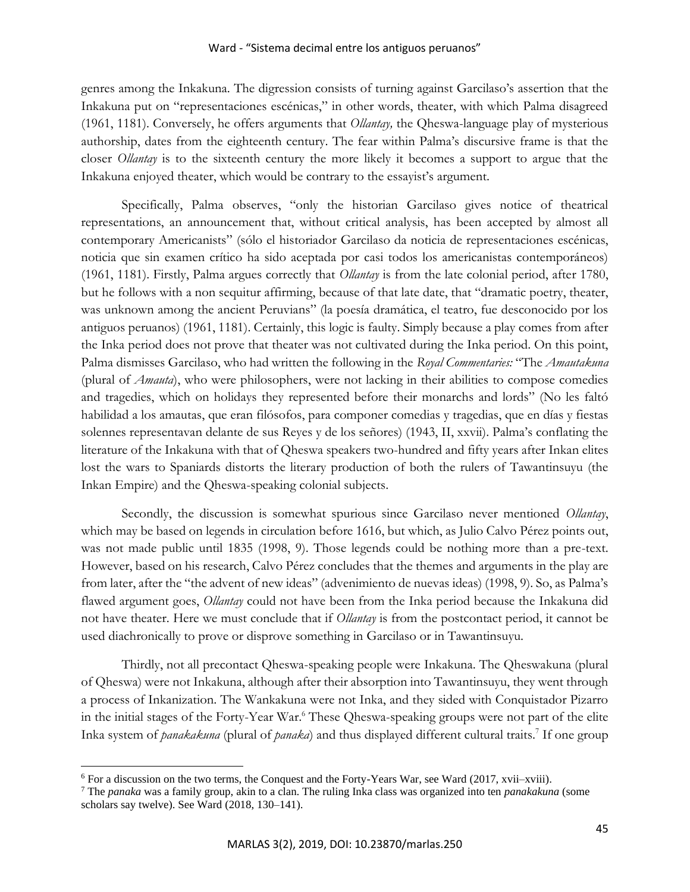genres among the Inkakuna. The digression consists of turning against Garcilaso's assertion that the Inkakuna put on "representaciones escénicas," in other words, theater, with which Palma disagreed (1961, 1181). Conversely, he offers arguments that *Ollantay,* the Qheswa-language play of mysterious authorship, dates from the eighteenth century. The fear within Palma's discursive frame is that the closer *Ollantay* is to the sixteenth century the more likely it becomes a support to argue that the Inkakuna enjoyed theater, which would be contrary to the essayist's argument.

Specifically, Palma observes, "only the historian Garcilaso gives notice of theatrical representations, an announcement that, without critical analysis, has been accepted by almost all contemporary Americanists" (sólo el historiador Garcilaso da noticia de representaciones escénicas, noticia que sin examen crítico ha sido aceptada por casi todos los americanistas contemporáneos) (1961, 1181). Firstly, Palma argues correctly that *Ollantay* is from the late colonial period, after 1780, but he follows with a non sequitur affirming, because of that late date, that "dramatic poetry, theater, was unknown among the ancient Peruvians" (la poesía dramática, el teatro, fue desconocido por los antiguos peruanos) (1961, 1181). Certainly, this logic is faulty. Simply because a play comes from after the Inka period does not prove that theater was not cultivated during the Inka period. On this point, Palma dismisses Garcilaso, who had written the following in the *Royal Commentaries:* "The *Amautakuna* (plural of *Amauta*), who were philosophers, were not lacking in their abilities to compose comedies and tragedies, which on holidays they represented before their monarchs and lords" (No les faltó habilidad a los amautas, que eran filósofos, para componer comedias y tragedias, que en días y fiestas solennes representavan delante de sus Reyes y de los señores) (1943, II, xxvii). Palma's conflating the literature of the Inkakuna with that of Qheswa speakers two-hundred and fifty years after Inkan elites lost the wars to Spaniards distorts the literary production of both the rulers of Tawantinsuyu (the Inkan Empire) and the Qheswa-speaking colonial subjects.

Secondly, the discussion is somewhat spurious since Garcilaso never mentioned *Ollantay*, which may be based on legends in circulation before 1616, but which, as Julio Calvo Pérez points out, was not made public until 1835 (1998, 9). Those legends could be nothing more than a pre-text. However, based on his research, Calvo Pérez concludes that the themes and arguments in the play are from later, after the "the advent of new ideas" (advenimiento de nuevas ideas) (1998, 9). So, as Palma's flawed argument goes, *Ollantay* could not have been from the Inka period because the Inkakuna did not have theater. Here we must conclude that if *Ollantay* is from the postcontact period, it cannot be used diachronically to prove or disprove something in Garcilaso or in Tawantinsuyu.

Thirdly, not all precontact Qheswa-speaking people were Inkakuna. The Qheswakuna (plural of Qheswa) were not Inkakuna, although after their absorption into Tawantinsuyu, they went through a process of Inkanization. The Wankakuna were not Inka, and they sided with Conquistador Pizarro in the initial stages of the Forty-Year War.[6] These Qheswa-speaking groups were not part of the elite Inka system of *panakakuna* (plural of *panaka*) and thus displayed different cultural traits.[7] If one group

---

[6] For a discussion on the two terms, the Conquest and the Forty-Years War, see Ward (2017, xvii–xviii).

[7] The *panaka* was a family group, akin to a clan. The ruling Inka class was organized into ten *panakakuna* (some scholars say twelve). See Ward (2018, 130–141).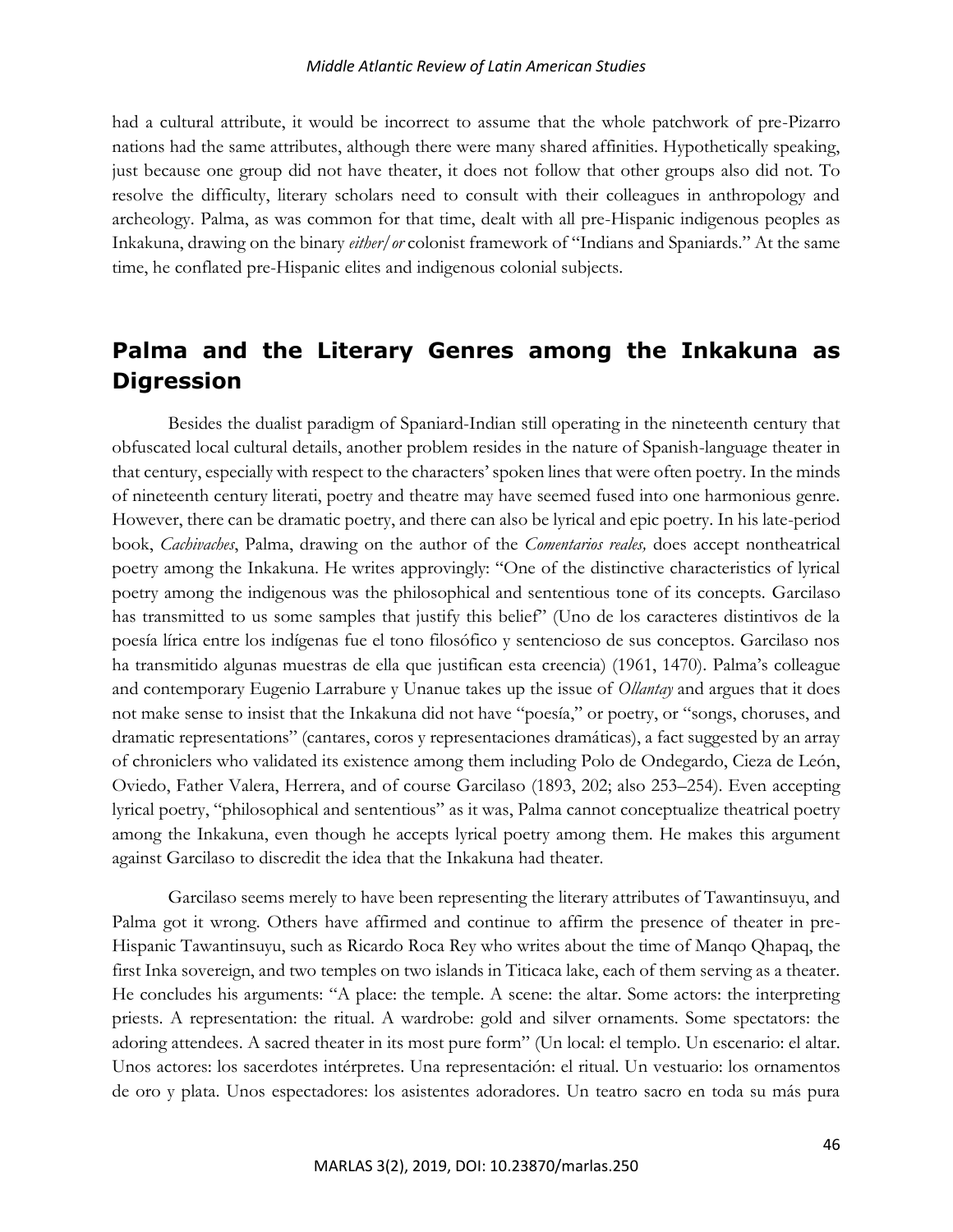had a cultural attribute, it would be incorrect to assume that the whole patchwork of pre-Pizarro nations had the same attributes, although there were many shared affinities. Hypothetically speaking, just because one group did not have theater, it does not follow that other groups also did not. To resolve the difficulty, literary scholars need to consult with their colleagues in anthropology and archeology. Palma, as was common for that time, dealt with all pre-Hispanic indigenous peoples as Inkakuna, drawing on the binary *either/or* colonist framework of "Indians and Spaniards." At the same time, he conflated pre-Hispanic elites and indigenous colonial subjects.

## Palma and the Literary Genres among the Inkakuna as Digression

Besides the dualist paradigm of Spaniard-Indian still operating in the nineteenth century that obfuscated local cultural details, another problem resides in the nature of Spanish-language theater in that century, especially with respect to the characters' spoken lines that were often poetry. In the minds of nineteenth century literati, poetry and theatre may have seemed fused into one harmonious genre. However, there can be dramatic poetry, and there can also be lyrical and epic poetry. In his late-period book, *Cachivaches*, Palma, drawing on the author of the *Comentarios reales,* does accept nontheatrical poetry among the Inkakuna. He writes approvingly: "One of the distinctive characteristics of lyrical poetry among the indigenous was the philosophical and sententious tone of its concepts. Garcilaso has transmitted to us some samples that justify this belief" (Uno de los caracteres distintivos de la poesía lírica entre los indígenas fue el tono filosófico y sentencioso de sus conceptos. Garcilaso nos ha transmitido algunas muestras de ella que justifican esta creencia) (1961, 1470). Palma's colleague and contemporary Eugenio Larrabure y Unanue takes up the issue of *Ollantay* and argues that it does not make sense to insist that the Inkakuna did not have "poesía," or poetry, or "songs, choruses, and dramatic representations" (cantares, coros y representaciones dramáticas), a fact suggested by an array of chroniclers who validated its existence among them including Polo de Ondegardo, Cieza de León, Oviedo, Father Valera, Herrera, and of course Garcilaso (1893, 202; also 253–254). Even accepting lyrical poetry, "philosophical and sententious" as it was, Palma cannot conceptualize theatrical poetry among the Inkakuna, even though he accepts lyrical poetry among them. He makes this argument against Garcilaso to discredit the idea that the Inkakuna had theater.

Garcilaso seems merely to have been representing the literary attributes of Tawantinsuyu, and Palma got it wrong. Others have affirmed and continue to affirm the presence of theater in pre-Hispanic Tawantinsuyu, such as Ricardo Roca Rey who writes about the time of Manqo Qhapaq, the first Inka sovereign, and two temples on two islands in Titicaca lake, each of them serving as a theater. He concludes his arguments: "A place: the temple. A scene: the altar. Some actors: the interpreting priests. A representation: the ritual. A wardrobe: gold and silver ornaments. Some spectators: the adoring attendees. A sacred theater in its most pure form" (Un local: el templo. Un escenario: el altar. Unos actores: los sacerdotes intérpretes. Una representación: el ritual. Un vestuario: los ornamentos de oro y plata. Unos espectadores: los asistentes adoradores. Un teatro sacro en toda su más pura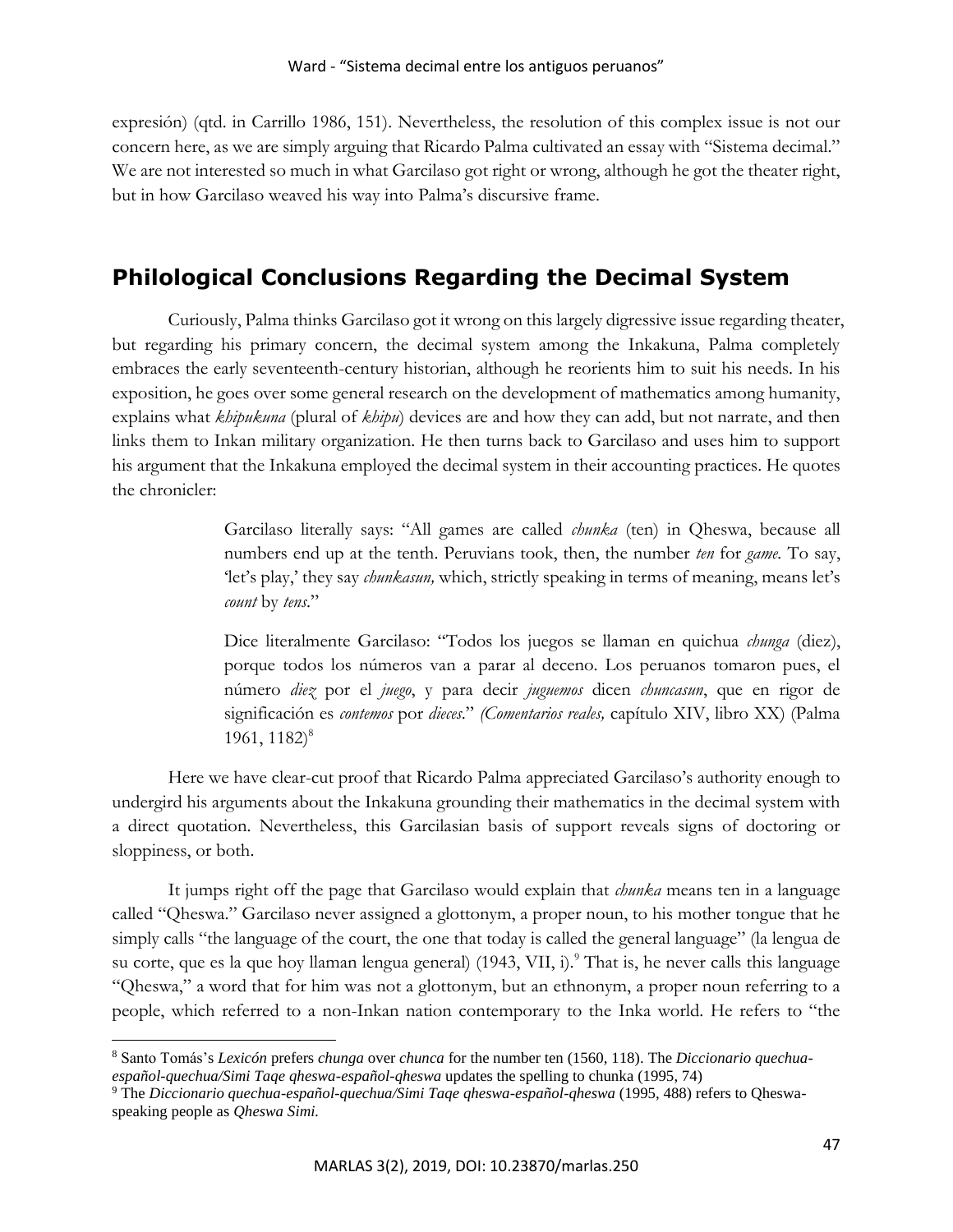expresión) (qtd. in Carrillo 1986, 151). Nevertheless, the resolution of this complex issue is not our concern here, as we are simply arguing that Ricardo Palma cultivated an essay with "Sistema decimal." We are not interested so much in what Garcilaso got right or wrong, although he got the theater right, but in how Garcilaso weaved his way into Palma's discursive frame.

## Philological Conclusions Regarding the Decimal System

Curiously, Palma thinks Garcilaso got it wrong on this largely digressive issue regarding theater, but regarding his primary concern, the decimal system among the Inkakuna, Palma completely embraces the early seventeenth-century historian, although he reorients him to suit his needs. In his exposition, he goes over some general research on the development of mathematics among humanity, explains what *khipukuna* (plural of *khipu*) devices are and how they can add, but not narrate, and then links them to Inkan military organization. He then turns back to Garcilaso and uses him to support his argument that the Inkakuna employed the decimal system in their accounting practices. He quotes the chronicler:

> Garcilaso literally says: "All games are called *chunka* (ten) in Qheswa, because all numbers end up at the tenth. Peruvians took, then, the number *ten* for *game.* To say, 'let's play,' they say *chunkasun,* which, strictly speaking in terms of meaning, means let's *count* by *tens*."
>
> Dice literalmente Garcilaso: "Todos los juegos se llaman en quichua *chunga* (diez), porque todos los números van a parar al deceno. Los peruanos tomaron pues, el número *diez* por el *juego*, y para decir *juguemos* dicen *chuncasun*, que en rigor de significación es *contemos* por *dieces*." *(Comentarios reales,* capítulo XIV, libro XX) (Palma 1961, 1182)[8]

Here we have clear-cut proof that Ricardo Palma appreciated Garcilaso's authority enough to undergird his arguments about the Inkakuna grounding their mathematics in the decimal system with a direct quotation. Nevertheless, this Garcilasian basis of support reveals signs of doctoring or sloppiness, or both.

It jumps right off the page that Garcilaso would explain that *chunka* means ten in a language called "Qheswa." Garcilaso never assigned a glottonym, a proper noun, to his mother tongue that he simply calls "the language of the court, the one that today is called the general language" (la lengua de su corte, que es la que hoy llaman lengua general) (1943, VII, i).[9] That is, he never calls this language "Qheswa," a word that for him was not a glottonym, but an ethnonym, a proper noun referring to a people, which referred to a non-Inkan nation contemporary to the Inka world. He refers to "the

---

[8] Santo Tomás's *Lexicón* prefers *chunga* over *chunca* for the number ten (1560, 118). The *Diccionario quechua-español-quechua/Simi Taqe qheswa-español-qheswa* updates the spelling to chunka (1995, 74)

[9] The *Diccionario quechua-español-quechua/Simi Taqe qheswa-español-qheswa* (1995, 488) refers to Qheswa-speaking people as *Qheswa Simi.*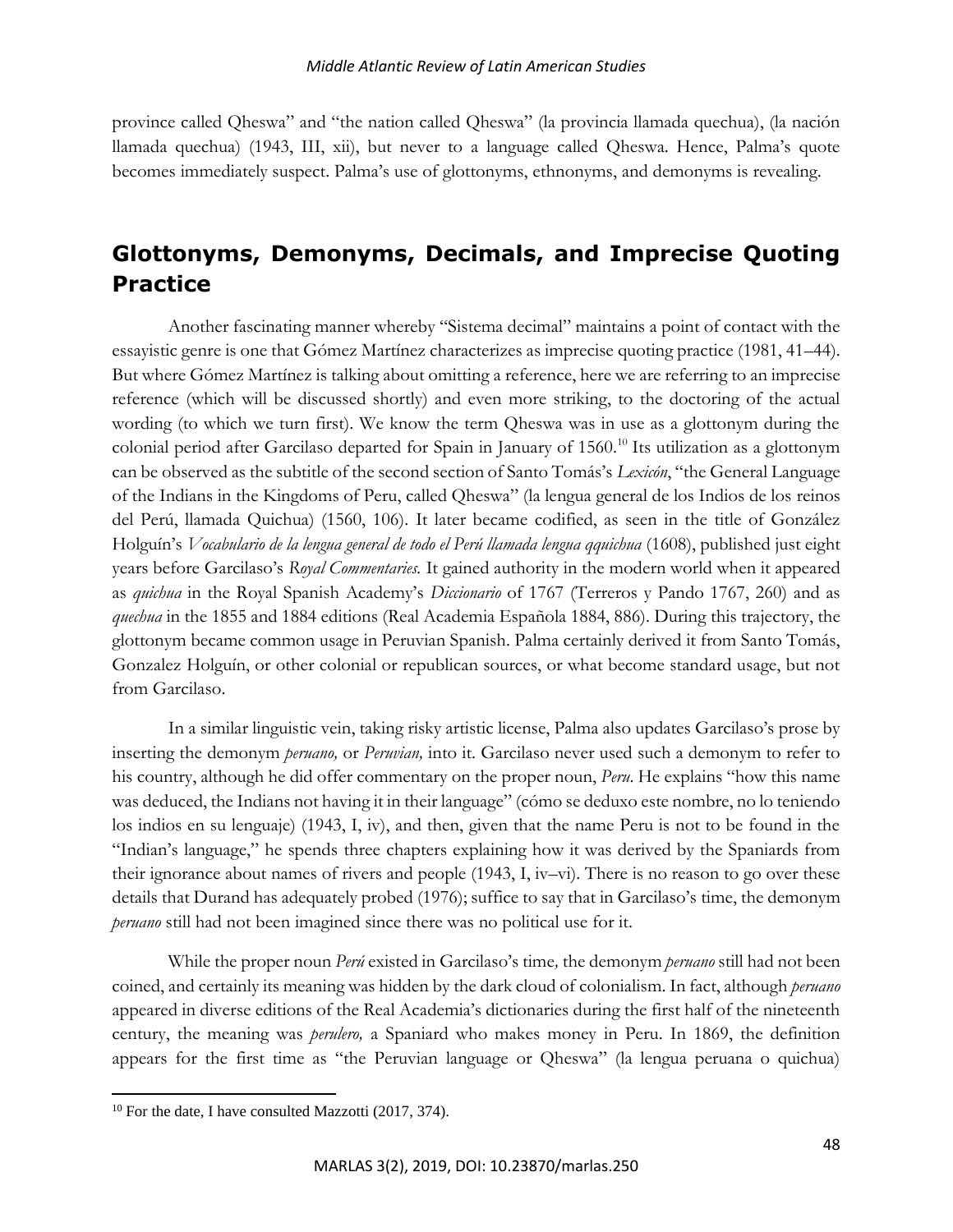province called Qheswa" and "the nation called Qheswa" (la provincia llamada quechua), (la nación llamada quechua) (1943, III, xii), but never to a language called Qheswa. Hence, Palma's quote becomes immediately suspect. Palma's use of glottonyms, ethnonyms, and demonyms is revealing.

## Glottonyms, Demonyms, Decimals, and Imprecise Quoting Practice

Another fascinating manner whereby "Sistema decimal" maintains a point of contact with the essayistic genre is one that Gómez Martínez characterizes as imprecise quoting practice (1981, 41–44). But where Gómez Martínez is talking about omitting a reference, here we are referring to an imprecise reference (which will be discussed shortly) and even more striking, to the doctoring of the actual wording (to which we turn first). We know the term Qheswa was in use as a glottonym during the colonial period after Garcilaso departed for Spain in January of 1560.[10] Its utilization as a glottonym can be observed as the subtitle of the second section of Santo Tomás's *Lexicón*, "the General Language of the Indians in the Kingdoms of Peru, called Qheswa" (la lengua general de los Indios de los reinos del Perú, llamada Quichua) (1560, 106). It later became codified, as seen in the title of González Holguín's *Vocabulario de la lengua general de todo el Perú llamada lengua qquichua* (1608), published just eight years before Garcilaso's *Royal Commentaries.* It gained authority in the modern world when it appeared as *quichua* in the Royal Spanish Academy's *Diccionario* of 1767 (Terreros y Pando 1767, 260) and as *quechua* in the 1855 and 1884 editions (Real Academia Española 1884, 886). During this trajectory, the glottonym became common usage in Peruvian Spanish. Palma certainly derived it from Santo Tomás, Gonzalez Holguín, or other colonial or republican sources, or what become standard usage, but not from Garcilaso.

In a similar linguistic vein, taking risky artistic license, Palma also updates Garcilaso's prose by inserting the demonym *peruano,* or *Peruvian,* into it. Garcilaso never used such a demonym to refer to his country, although he did offer commentary on the proper noun, *Peru*. He explains "how this name was deduced, the Indians not having it in their language" (cómo se deduxo este nombre, no lo teniendo los indios en su lenguaje) (1943, I, iv), and then, given that the name Peru is not to be found in the "Indian's language," he spends three chapters explaining how it was derived by the Spaniards from their ignorance about names of rivers and people (1943, I, iv–vi). There is no reason to go over these details that Durand has adequately probed (1976); suffice to say that in Garcilaso's time, the demonym *peruano* still had not been imagined since there was no political use for it.

While the proper noun *Perú* existed in Garcilaso's time*,* the demonym *peruano* still had not been coined, and certainly its meaning was hidden by the dark cloud of colonialism. In fact, although *peruano* appeared in diverse editions of the Real Academia's dictionaries during the first half of the nineteenth century, the meaning was *perulero,* a Spaniard who makes money in Peru. In 1869, the definition appears for the first time as "the Peruvian language or Qheswa" (la lengua peruana o quichua)

[10] For the date, I have consulted Mazzotti (2017, 374).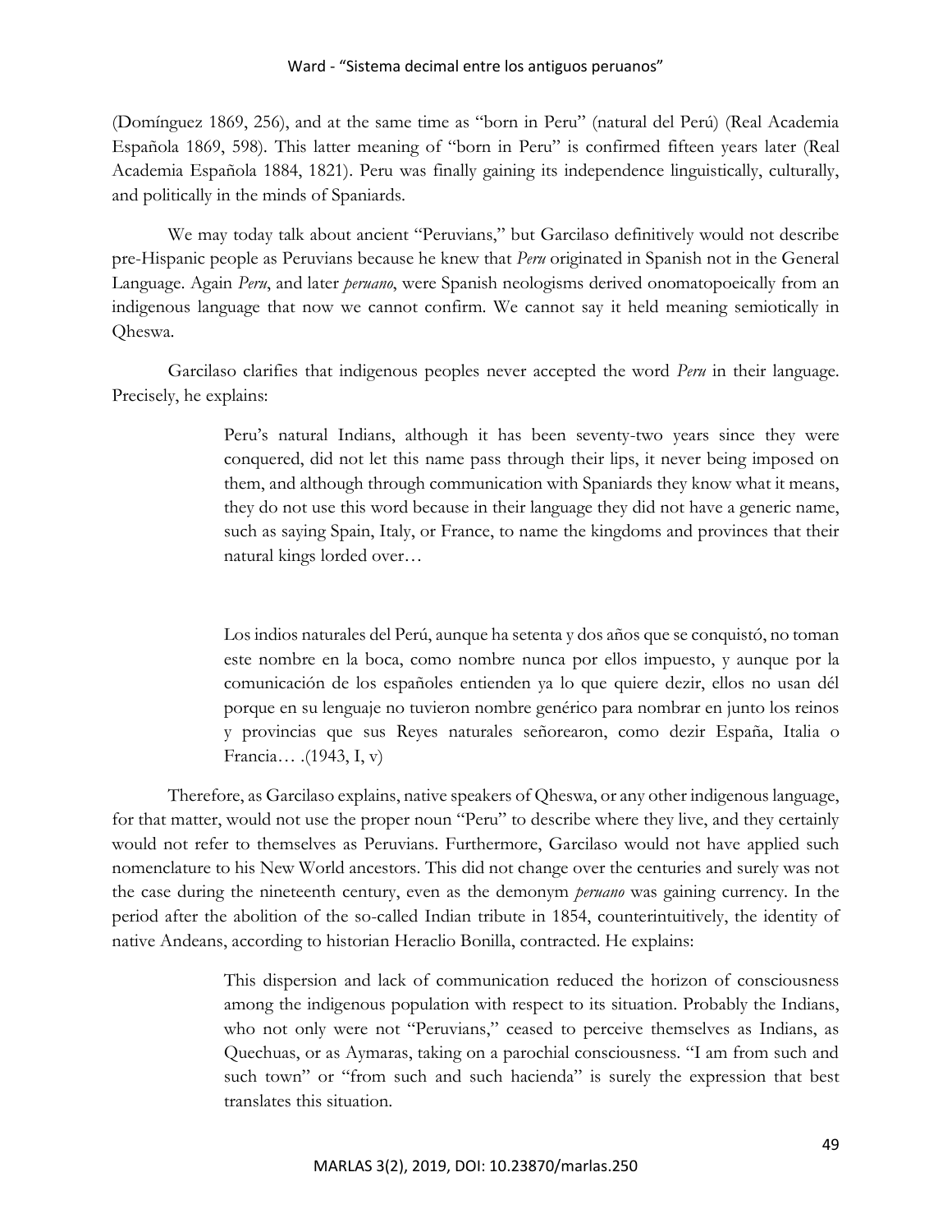(Domínguez 1869, 256), and at the same time as "born in Peru" (natural del Perú) (Real Academia Española 1869, 598). This latter meaning of "born in Peru" is confirmed fifteen years later (Real Academia Española 1884, 1821). Peru was finally gaining its independence linguistically, culturally, and politically in the minds of Spaniards.

We may today talk about ancient "Peruvians," but Garcilaso definitively would not describe pre-Hispanic people as Peruvians because he knew that *Peru* originated in Spanish not in the General Language. Again *Peru*, and later *peruano*, were Spanish neologisms derived onomatopoeically from an indigenous language that now we cannot confirm. We cannot say it held meaning semiotically in Qheswa.

Garcilaso clarifies that indigenous peoples never accepted the word *Peru* in their language. Precisely, he explains:

> Peru's natural Indians, although it has been seventy-two years since they were conquered, did not let this name pass through their lips, it never being imposed on them, and although through communication with Spaniards they know what it means, they do not use this word because in their language they did not have a generic name, such as saying Spain, Italy, or France, to name the kingdoms and provinces that their natural kings lorded over…

> Los indios naturales del Perú, aunque ha setenta y dos años que se conquistó, no toman este nombre en la boca, como nombre nunca por ellos impuesto, y aunque por la comunicación de los españoles entienden ya lo que quiere dezir, ellos no usan dél porque en su lenguaje no tuvieron nombre genérico para nombrar en junto los reinos y provincias que sus Reyes naturales señorearon, como dezir España, Italia o Francia… .(1943, I, v)

Therefore, as Garcilaso explains, native speakers of Qheswa, or any other indigenous language, for that matter, would not use the proper noun "Peru" to describe where they live, and they certainly would not refer to themselves as Peruvians. Furthermore, Garcilaso would not have applied such nomenclature to his New World ancestors. This did not change over the centuries and surely was not the case during the nineteenth century, even as the demonym *peruano* was gaining currency. In the period after the abolition of the so-called Indian tribute in 1854, counterintuitively, the identity of native Andeans, according to historian Heraclio Bonilla, contracted. He explains:

> This dispersion and lack of communication reduced the horizon of consciousness among the indigenous population with respect to its situation. Probably the Indians, who not only were not "Peruvians," ceased to perceive themselves as Indians, as Quechuas, or as Aymaras, taking on a parochial consciousness. "I am from such and such town" or "from such and such hacienda" is surely the expression that best translates this situation.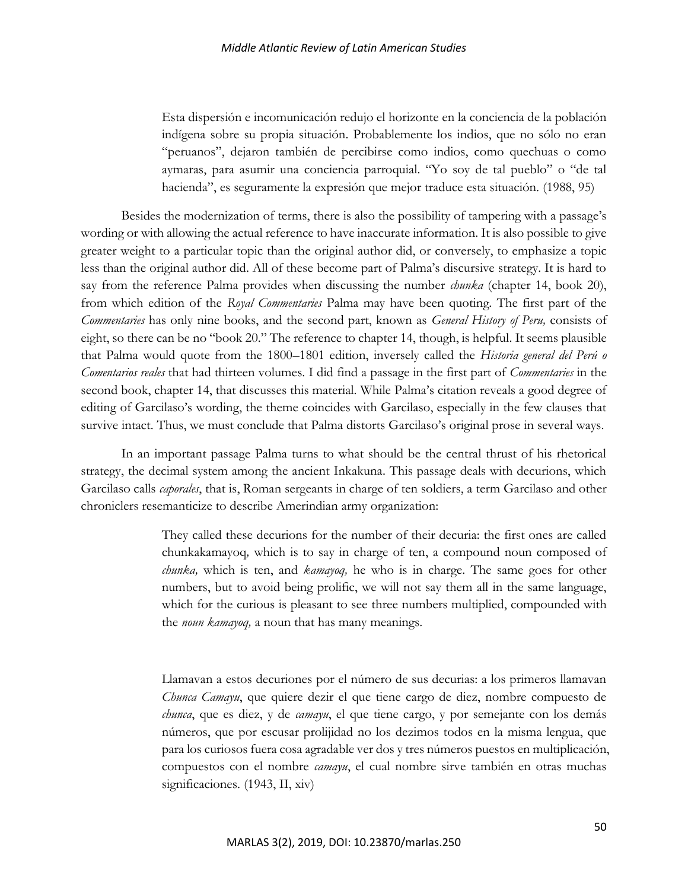> Esta dispersión e incomunicación redujo el horizonte en la conciencia de la población indígena sobre su propia situación. Probablemente los indios, que no sólo no eran "peruanos", dejaron también de percibirse como indios, como quechuas o como aymaras, para asumir una conciencia parroquial. "Yo soy de tal pueblo" o "de tal hacienda", es seguramente la expresión que mejor traduce esta situación. (1988, 95)

Besides the modernization of terms, there is also the possibility of tampering with a passage's wording or with allowing the actual reference to have inaccurate information. It is also possible to give greater weight to a particular topic than the original author did, or conversely, to emphasize a topic less than the original author did. All of these become part of Palma's discursive strategy. It is hard to say from the reference Palma provides when discussing the number *chunka* (chapter 14, book 20), from which edition of the *Royal Commentaries* Palma may have been quoting. The first part of the *Commentaries* has only nine books, and the second part, known as *General History of Peru,* consists of eight, so there can be no "book 20." The reference to chapter 14, though, is helpful. It seems plausible that Palma would quote from the 1800–1801 edition, inversely called the *Historia general del Perú o Comentarios reales* that had thirteen volumes. I did find a passage in the first part of *Commentaries* in the second book, chapter 14, that discusses this material. While Palma's citation reveals a good degree of editing of Garcilaso's wording, the theme coincides with Garcilaso, especially in the few clauses that survive intact. Thus, we must conclude that Palma distorts Garcilaso's original prose in several ways.

In an important passage Palma turns to what should be the central thrust of his rhetorical strategy, the decimal system among the ancient Inkakuna. This passage deals with decurions, which Garcilaso calls *caporales*, that is, Roman sergeants in charge of ten soldiers, a term Garcilaso and other chroniclers resemanticize to describe Amerindian army organization:

> They called these decurions for the number of their decuria: the first ones are called chunkakamayoq*,* which is to say in charge of ten, a compound noun composed of *chunka,* which is ten, and *kamayoq,* he who is in charge. The same goes for other numbers, but to avoid being prolific, we will not say them all in the same language, which for the curious is pleasant to see three numbers multiplied, compounded with the *noun kamayoq,* a noun that has many meanings.

> Llamavan a estos decuriones por el número de sus decurias: a los primeros llamavan *Chunca Camayu*, que quiere dezir el que tiene cargo de diez, nombre compuesto de *chunca*, que es diez, y de *camayu*, el que tiene cargo, y por semejante con los demás números, que por escusar prolijidad no los dezimos todos en la misma lengua, que para los curiosos fuera cosa agradable ver dos y tres números puestos en multiplicación, compuestos con el nombre *camayu*, el cual nombre sirve también en otras muchas significaciones. (1943, II, xiv)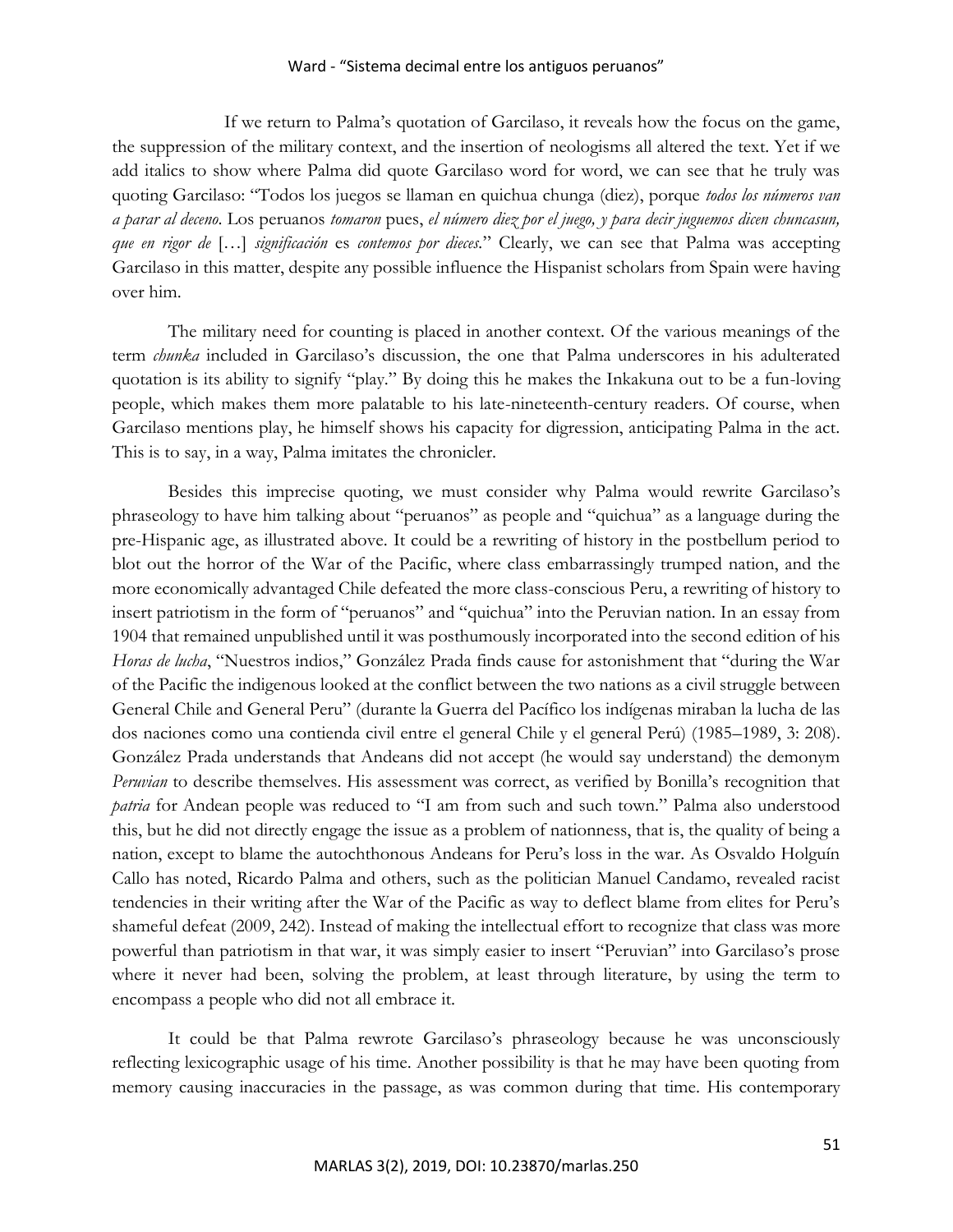If we return to Palma's quotation of Garcilaso, it reveals how the focus on the game, the suppression of the military context, and the insertion of neologisms all altered the text. Yet if we add italics to show where Palma did quote Garcilaso word for word, we can see that he truly was quoting Garcilaso: "Todos los juegos se llaman en quichua chunga (diez), porque *todos los números van a parar al deceno*. Los peruanos *tomaron* pues, *el número diez por el juego, y para decir juguemos dicen chuncasun, que en rigor de* […] *significación* es *contemos por dieces*." Clearly, we can see that Palma was accepting Garcilaso in this matter, despite any possible influence the Hispanist scholars from Spain were having over him.

The military need for counting is placed in another context. Of the various meanings of the term *chunka* included in Garcilaso's discussion, the one that Palma underscores in his adulterated quotation is its ability to signify "play." By doing this he makes the Inkakuna out to be a fun-loving people, which makes them more palatable to his late-nineteenth-century readers. Of course, when Garcilaso mentions play, he himself shows his capacity for digression, anticipating Palma in the act. This is to say, in a way, Palma imitates the chronicler.

Besides this imprecise quoting, we must consider why Palma would rewrite Garcilaso's phraseology to have him talking about "peruanos" as people and "quichua" as a language during the pre-Hispanic age, as illustrated above. It could be a rewriting of history in the postbellum period to blot out the horror of the War of the Pacific, where class embarrassingly trumped nation, and the more economically advantaged Chile defeated the more class-conscious Peru, a rewriting of history to insert patriotism in the form of "peruanos" and "quichua" into the Peruvian nation. In an essay from 1904 that remained unpublished until it was posthumously incorporated into the second edition of his *Horas de lucha*, "Nuestros indios," González Prada finds cause for astonishment that "during the War of the Pacific the indigenous looked at the conflict between the two nations as a civil struggle between General Chile and General Peru" (durante la Guerra del Pacífico los indígenas miraban la lucha de las dos naciones como una contienda civil entre el general Chile y el general Perú) (1985–1989, 3: 208). González Prada understands that Andeans did not accept (he would say understand) the demonym *Peruvian* to describe themselves. His assessment was correct, as verified by Bonilla's recognition that *patria* for Andean people was reduced to "I am from such and such town." Palma also understood this, but he did not directly engage the issue as a problem of nationness, that is, the quality of being a nation, except to blame the autochthonous Andeans for Peru's loss in the war. As Osvaldo Holguín Callo has noted, Ricardo Palma and others, such as the politician Manuel Candamo, revealed racist tendencies in their writing after the War of the Pacific as way to deflect blame from elites for Peru's shameful defeat (2009, 242). Instead of making the intellectual effort to recognize that class was more powerful than patriotism in that war, it was simply easier to insert "Peruvian" into Garcilaso's prose where it never had been, solving the problem, at least through literature, by using the term to encompass a people who did not all embrace it.

It could be that Palma rewrote Garcilaso's phraseology because he was unconsciously reflecting lexicographic usage of his time. Another possibility is that he may have been quoting from memory causing inaccuracies in the passage, as was common during that time. His contemporary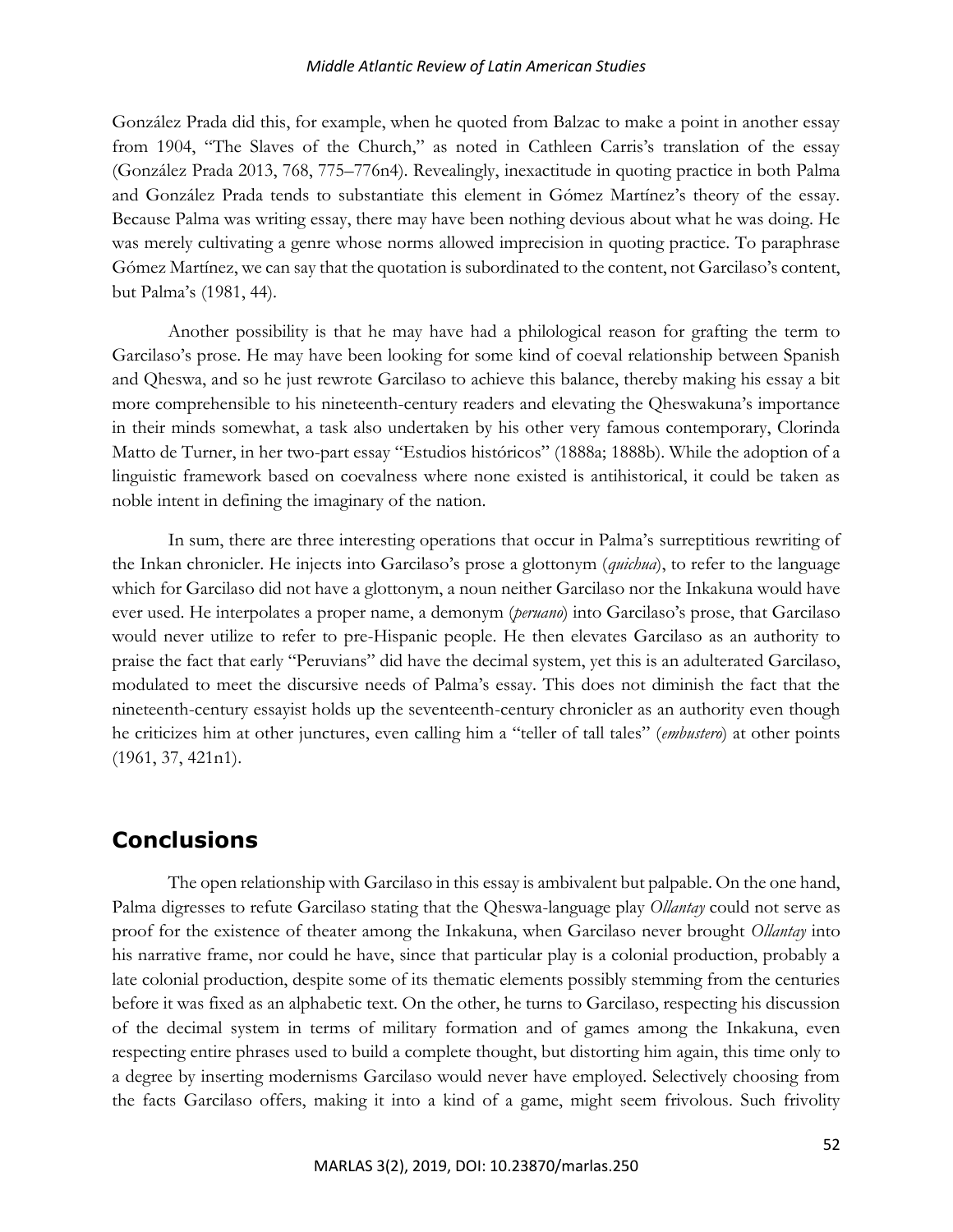González Prada did this, for example, when he quoted from Balzac to make a point in another essay from 1904, "The Slaves of the Church," as noted in Cathleen Carris's translation of the essay (González Prada 2013, 768, 775–776n4). Revealingly, inexactitude in quoting practice in both Palma and González Prada tends to substantiate this element in Gómez Martínez's theory of the essay. Because Palma was writing essay, there may have been nothing devious about what he was doing. He was merely cultivating a genre whose norms allowed imprecision in quoting practice. To paraphrase Gómez Martínez, we can say that the quotation is subordinated to the content, not Garcilaso's content, but Palma's (1981, 44).

Another possibility is that he may have had a philological reason for grafting the term to Garcilaso's prose. He may have been looking for some kind of coeval relationship between Spanish and Qheswa, and so he just rewrote Garcilaso to achieve this balance, thereby making his essay a bit more comprehensible to his nineteenth-century readers and elevating the Qheswakuna's importance in their minds somewhat, a task also undertaken by his other very famous contemporary, Clorinda Matto de Turner, in her two-part essay "Estudios históricos" (1888a; 1888b). While the adoption of a linguistic framework based on coevalness where none existed is antihistorical, it could be taken as noble intent in defining the imaginary of the nation.

In sum, there are three interesting operations that occur in Palma's surreptitious rewriting of the Inkan chronicler. He injects into Garcilaso's prose a glottonym (*quichua*), to refer to the language which for Garcilaso did not have a glottonym, a noun neither Garcilaso nor the Inkakuna would have ever used. He interpolates a proper name, a demonym (*peruano*) into Garcilaso's prose, that Garcilaso would never utilize to refer to pre-Hispanic people. He then elevates Garcilaso as an authority to praise the fact that early "Peruvians" did have the decimal system, yet this is an adulterated Garcilaso, modulated to meet the discursive needs of Palma's essay. This does not diminish the fact that the nineteenth-century essayist holds up the seventeenth-century chronicler as an authority even though he criticizes him at other junctures, even calling him a "teller of tall tales" (*embustero*) at other points (1961, 37, 421n1).

## Conclusions

The open relationship with Garcilaso in this essay is ambivalent but palpable. On the one hand, Palma digresses to refute Garcilaso stating that the Qheswa-language play *Ollantay* could not serve as proof for the existence of theater among the Inkakuna, when Garcilaso never brought *Ollantay* into his narrative frame, nor could he have, since that particular play is a colonial production, probably a late colonial production, despite some of its thematic elements possibly stemming from the centuries before it was fixed as an alphabetic text. On the other, he turns to Garcilaso, respecting his discussion of the decimal system in terms of military formation and of games among the Inkakuna, even respecting entire phrases used to build a complete thought, but distorting him again, this time only to a degree by inserting modernisms Garcilaso would never have employed. Selectively choosing from the facts Garcilaso offers, making it into a kind of a game, might seem frivolous. Such frivolity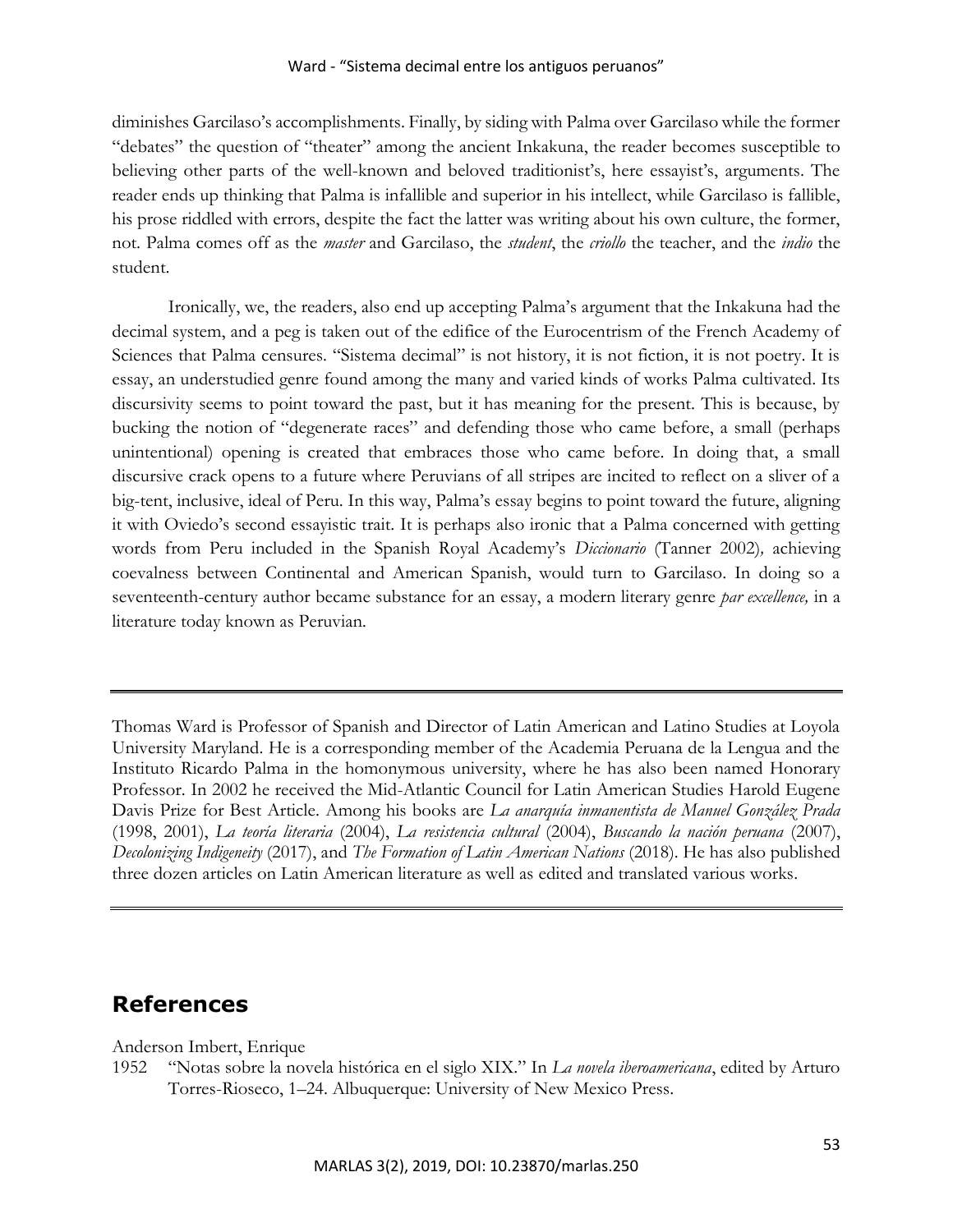diminishes Garcilaso's accomplishments. Finally, by siding with Palma over Garcilaso while the former "debates" the question of "theater" among the ancient Inkakuna, the reader becomes susceptible to believing other parts of the well-known and beloved traditionist's, here essayist's, arguments. The reader ends up thinking that Palma is infallible and superior in his intellect, while Garcilaso is fallible, his prose riddled with errors, despite the fact the latter was writing about his own culture, the former, not. Palma comes off as the *master* and Garcilaso, the *student*, the *criollo* the teacher, and the *indio* the student.

Ironically, we, the readers, also end up accepting Palma's argument that the Inkakuna had the decimal system, and a peg is taken out of the edifice of the Eurocentrism of the French Academy of Sciences that Palma censures. "Sistema decimal" is not history, it is not fiction, it is not poetry. It is essay, an understudied genre found among the many and varied kinds of works Palma cultivated. Its discursivity seems to point toward the past, but it has meaning for the present. This is because, by bucking the notion of "degenerate races" and defending those who came before, a small (perhaps unintentional) opening is created that embraces those who came before. In doing that, a small discursive crack opens to a future where Peruvians of all stripes are incited to reflect on a sliver of a big-tent, inclusive, ideal of Peru. In this way, Palma's essay begins to point toward the future, aligning it with Oviedo's second essayistic trait. It is perhaps also ironic that a Palma concerned with getting words from Peru included in the Spanish Royal Academy's *Diccionario* (Tanner 2002), achieving coevalness between Continental and American Spanish, would turn to Garcilaso. In doing so a seventeenth-century author became substance for an essay, a modern literary genre *par excellence,* in a literature today known as Peruvian.

---

Thomas Ward is Professor of Spanish and Director of Latin American and Latino Studies at Loyola University Maryland. He is a corresponding member of the Academia Peruana de la Lengua and the Instituto Ricardo Palma in the homonymous university, where he has also been named Honorary Professor. In 2002 he received the Mid-Atlantic Council for Latin American Studies Harold Eugene Davis Prize for Best Article. Among his books are *La anarquía inmanentista de Manuel González Prada* (1998, 2001), *La teoría literaria* (2004), *La resistencia cultural* (2004), *Buscando la nación peruana* (2007), *Decolonizing Indigeneity* (2017), and *The Formation of Latin American Nations* (2018). He has also published three dozen articles on Latin American literature as well as edited and translated various works.

---

## References

Anderson Imbert, Enrique

1952 "Notas sobre la novela histórica en el siglo XIX." In *La novela iberoamericana*, edited by Arturo Torres-Rioseco, 1–24. Albuquerque: University of New Mexico Press.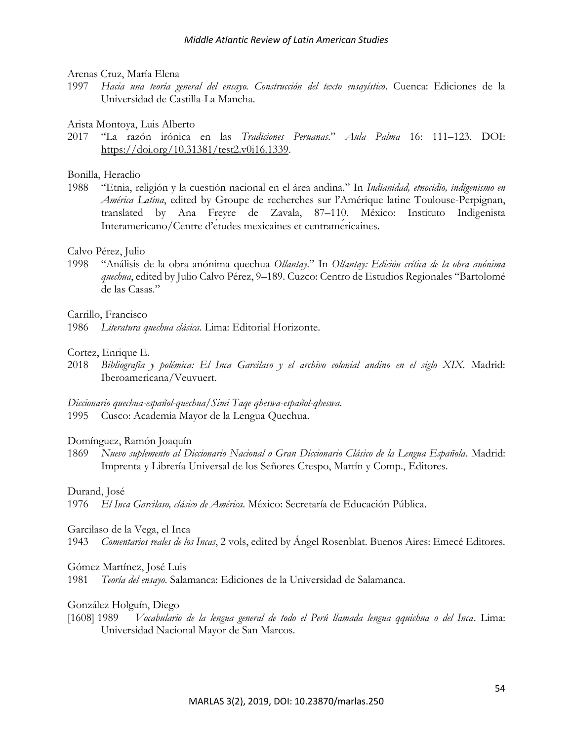Arenas Cruz, María Elena

1997 *Hacia una teoría general del ensayo. Construcción del texto ensayístico*. Cuenca: Ediciones de la Universidad de Castilla-La Mancha.

Arista Montoya, Luis Alberto

2017 "La razón irónica en las *Tradiciones Peruanas*." *Aula Palma* 16: 111–123. DOI: https://doi.org/10.31381/test2.v0i16.1339.

Bonilla, Heraclio

1988 "Etnia, religión y la cuestión nacional en el área andina." In *Indianidad, etnocidio, indigenismo en América Latina*, edited by Groupe de recherches sur l'Amérique latine Toulouse-Perpignan, translated by Ana Freyre de Zavala, 87–110. México: Instituto Indigenista Interamericano/Centre d'etudes mexicaines et centramericaines.

Calvo Pérez, Julio

1998 "Análisis de la obra anónima quechua *Ollantay*." In *Ollantay: Edición crítica de la obra anónima quechua*, edited by Julio Calvo Pérez, 9–189. Cuzco: Centro de Estudios Regionales "Bartolomé de las Casas."

Carrillo, Francisco

1986 *Literatura quechua clásica*. Lima: Editorial Horizonte.

Cortez, Enrique E.

2018 *Bibliografía y polémica: El Inca Garcilaso y el archivo colonial andino en el siglo XIX*. Madrid: Iberoamericana/Veuvuert.

*Diccionario quechua-español-quechua/Simi Taqe qheswa-español-qheswa*.

1995 Cusco: Academia Mayor de la Lengua Quechua.

Domínguez, Ramón Joaquín

1869 *Nuevo suplemento al Diccionario Nacional o Gran Diccionario Clásico de la Lengua Española*. Madrid: Imprenta y Librería Universal de los Señores Crespo, Martín y Comp., Editores.

Durand, José

1976 *El Inca Garcilaso, clásico de América*. México: Secretaría de Educación Pública.

Garcilaso de la Vega, el Inca

1943 *Comentarios reales de los Incas*, 2 vols, edited by Ángel Rosenblat. Buenos Aires: Emecé Editores.

Gómez Martínez, José Luis

1981 *Teoría del ensayo*. Salamanca: Ediciones de la Universidad de Salamanca.

González Holguín, Diego

[1608] 1989 *Vocabulario de la lengua general de todo el Perú llamada lengua qquichua o del Inca*. Lima: Universidad Nacional Mayor de San Marcos.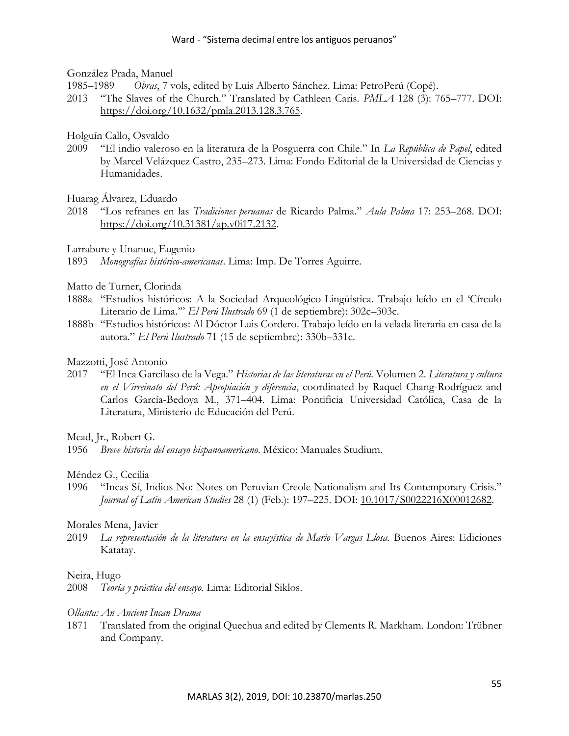González Prada, Manuel

1985–1989 *Obras*, 7 vols, edited by Luis Alberto Sánchez. Lima: PetroPerú (Copé).

2013 "The Slaves of the Church." Translated by Cathleen Caris. *PMLA* 128 (3): 765–777. DOI: https://doi.org/10.1632/pmla.2013.128.3.765.

Holguín Callo, Osvaldo

2009 "El indio valeroso en la literatura de la Posguerra con Chile." In *La República de Papel*, edited by Marcel Velázquez Castro, 235–273. Lima: Fondo Editorial de la Universidad de Ciencias y Humanidades.

Huarag Álvarez, Eduardo

2018 "Los refranes en las *Tradiciones peruanas* de Ricardo Palma." *Aula Palma* 17: 253–268. DOI: https://doi.org/10.31381/ap.v0i17.2132.

Larrabure y Unanue, Eugenio

1893 *Monografías histórico-americanas*. Lima: Imp. De Torres Aguirre.

Matto de Turner, Clorinda

1888a "Estudios históricos: A la Sociedad Arqueológico-Lingüística. Trabajo leído en el 'Círculo Literario de Lima.'" *El Perú Ilustrado* 69 (1 de septiembre): 302c–303c.

1888b "Estudios históricos: Al Dóctor Luis Cordero. Trabajo leído en la velada literaria en casa de la autora." *El Perú Ilustrado* 71 (15 de septiembre): 330b–331c.

Mazzotti, José Antonio

2017 "El Inca Garcilaso de la Vega." *Historias de las literaturas en el Perú.* Volumen 2. *Literatura y cultura en el Virreinato del Perú: Apropiación y diferencia*, coordinated by Raquel Chang-Rodríguez and Carlos García-Bedoya M., 371–404. Lima: Pontificia Universidad Católica, Casa de la Literatura, Ministerio de Educación del Perú.

Mead, Jr., Robert G.

1956 *Breve historia del ensayo hispanoamericano*. México: Manuales Studium.

Méndez G., Cecilia

1996 "Incas Sí, Indios No: Notes on Peruvian Creole Nationalism and Its Contemporary Crisis." *Journal of Latin American Studies* 28 (1) (Feb.): 197–225. DOI: 10.1017/S0022216X00012682.

Morales Mena, Javier

2019 *La representación de la literatura en la ensayística de Mario Vargas Llosa.* Buenos Aires: Ediciones Katatay.

Neira, Hugo

2008 *Teoría y práctica del ensayo.* Lima: Editorial Siklos.

*Ollanta: An Ancient Incan Drama*

1871 Translated from the original Quechua and edited by Clements R. Markham. London: Trübner and Company.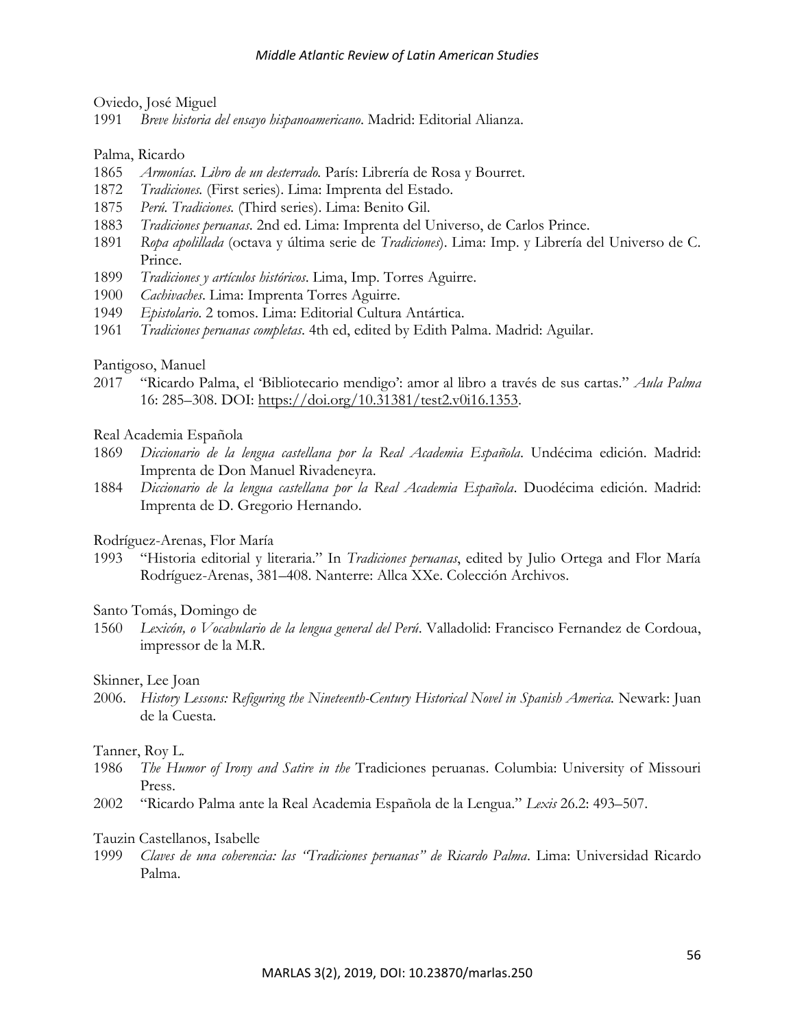Oviedo, José Miguel

1991 *Breve historia del ensayo hispanoamericano*. Madrid: Editorial Alianza.

Palma, Ricardo

1865 *Armonías. Libro de un desterrado.* París: Librería de Rosa y Bourret.

1872 *Tradiciones.* (First series). Lima: Imprenta del Estado.

1875 *Perú. Tradiciones.* (Third series). Lima: Benito Gil.

1883 *Tradiciones peruanas*. 2nd ed. Lima: Imprenta del Universo, de Carlos Prince.

1891 *Ropa apolillada* (octava y última serie de *Tradiciones*). Lima: Imp. y Librería del Universo de C. Prince.

1899 *Tradiciones y artículos históricos*. Lima, Imp. Torres Aguirre.

1900 *Cachivaches*. Lima: Imprenta Torres Aguirre.

1949 *Epistolario*. 2 tomos. Lima: Editorial Cultura Antártica.

1961 *Tradiciones peruanas completas*. 4th ed, edited by Edith Palma. Madrid: Aguilar.

Pantigoso, Manuel

2017 "Ricardo Palma, el 'Bibliotecario mendigo': amor al libro a través de sus cartas." *Aula Palma* 16: 285–308. DOI: https://doi.org/10.31381/test2.v0i16.1353.

Real Academia Española

1869 *Diccionario de la lengua castellana por la Real Academia Española*. Undécima edición. Madrid: Imprenta de Don Manuel Rivadeneyra.

1884 *Diccionario de la lengua castellana por la Real Academia Española*. Duodécima edición. Madrid: Imprenta de D. Gregorio Hernando.

Rodríguez-Arenas, Flor María

1993 "Historia editorial y literaria." In *Tradiciones peruanas*, edited by Julio Ortega and Flor María Rodríguez-Arenas, 381–408. Nanterre: Allca XXe. Colección Archivos.

Santo Tomás, Domingo de

1560 *Lexicón, o Vocabulario de la lengua general del Perú*. Valladolid: Francisco Fernandez de Cordoua, impressor de la M.R.

Skinner, Lee Joan

2006. *History Lessons: Refiguring the Nineteenth-Century Historical Novel in Spanish America.* Newark: Juan de la Cuesta.

Tanner, Roy L.

1986 *The Humor of Irony and Satire in the* Tradiciones peruanas. Columbia: University of Missouri Press.

2002 "Ricardo Palma ante la Real Academia Española de la Lengua." *Lexis* 26.2: 493–507.

Tauzin Castellanos, Isabelle

1999 *Claves de una coherencia: las "Tradiciones peruanas" de Ricardo Palma*. Lima: Universidad Ricardo Palma.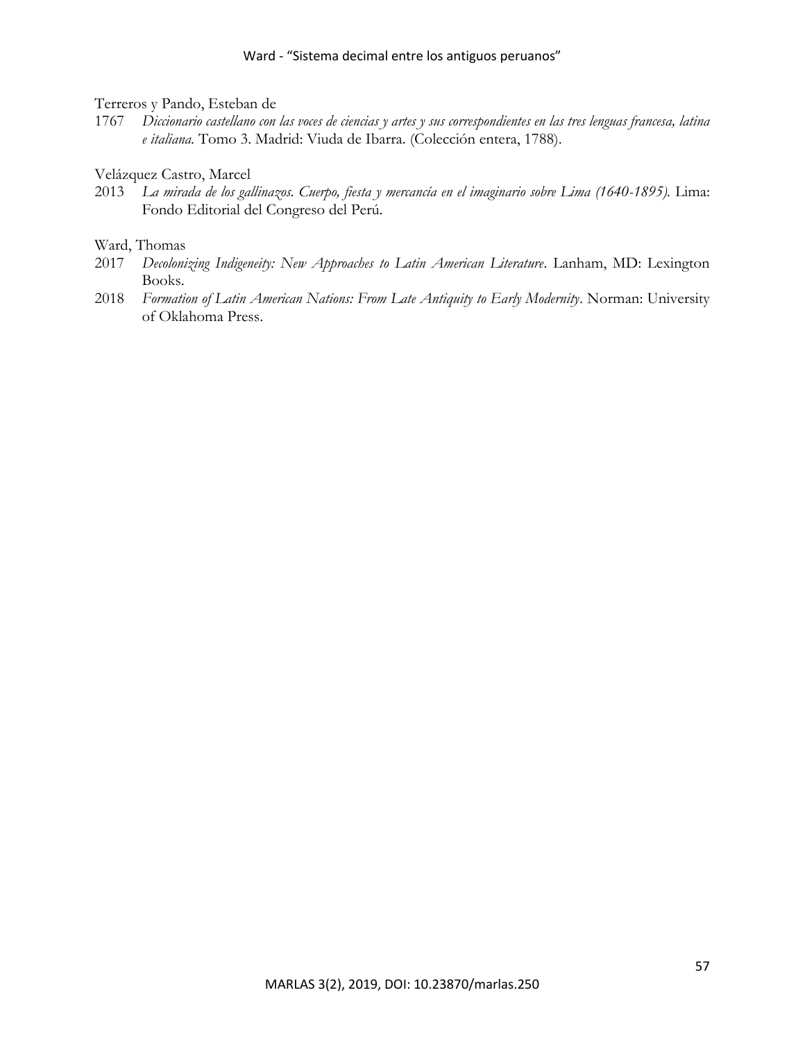Terreros y Pando, Esteban de

1767 *Diccionario castellano con las voces de ciencias y artes y sus correspondientes en las tres lenguas francesa, latina e italiana.* Tomo 3. Madrid: Viuda de Ibarra. (Colección entera, 1788).

Velázquez Castro, Marcel

2013 *La mirada de los gallinazos. Cuerpo, fiesta y mercancía en el imaginario sobre Lima (1640-1895).* Lima: Fondo Editorial del Congreso del Perú.

Ward, Thomas

2017 *Decolonizing Indigeneity: New Approaches to Latin American Literature*. Lanham, MD: Lexington Books.

2018 *Formation of Latin American Nations: From Late Antiquity to Early Modernity*. Norman: University of Oklahoma Press.